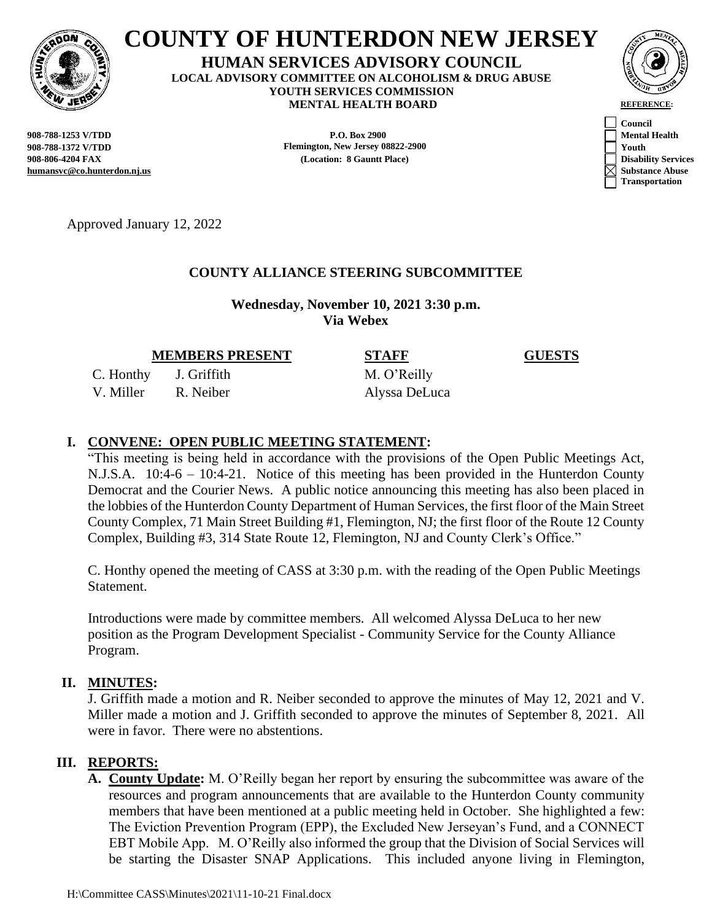# COUNTY OF HUNTERDON NEW JERSEY

**HUMAN SERVICES ADVISORY COUNCIL**
**LOCAL ADVISORY COMMITTEE ON ALCOHOLISM & DRUG ABUSE**
**YOUTH SERVICES COMMISSION**
**MENTAL HEALTH BOARD**

**908-788-1253 V/TDD**
**908-788-1372 V/TDD**
**908-806-4204 FAX**
**humansvc@co.hunterdon.nj.us**

**P.O. Box 2900**
**Flemington, New Jersey 08822-2900**
**(Location: 8 Gauntt Place)**

**REFERENCE:**

- [ ] Council
- [ ] Mental Health
- [ ] Youth
- [ ] Disability Services
- [x] Substance Abuse
- [ ] Transportation

Approved January 12, 2022

## COUNTY ALLIANCE STEERING SUBCOMMITTEE

**Wednesday, November 10, 2021 3:30 p.m.**
**Via Webex**

| MEMBERS PRESENT | | STAFF | GUESTS |
|---|---|---|---|
| C. Honthy | J. Griffith | M. O'Reilly | |
| V. Miller | R. Neiber | Alyssa DeLuca | |

**I. CONVENE: OPEN PUBLIC MEETING STATEMENT:**

"This meeting is being held in accordance with the provisions of the Open Public Meetings Act, N.J.S.A. 10:4-6 – 10:4-21. Notice of this meeting has been provided in the Hunterdon County Democrat and the Courier News. A public notice announcing this meeting has also been placed in the lobbies of the Hunterdon County Department of Human Services, the first floor of the Main Street County Complex, 71 Main Street Building #1, Flemington, NJ; the first floor of the Route 12 County Complex, Building #3, 314 State Route 12, Flemington, NJ and County Clerk's Office."

C. Honthy opened the meeting of CASS at 3:30 p.m. with the reading of the Open Public Meetings Statement.

Introductions were made by committee members. All welcomed Alyssa DeLuca to her new position as the Program Development Specialist - Community Service for the County Alliance Program.

**II. MINUTES:**

J. Griffith made a motion and R. Neiber seconded to approve the minutes of May 12, 2021 and V. Miller made a motion and J. Griffith seconded to approve the minutes of September 8, 2021. All were in favor. There were no abstentions.

**III. REPORTS:**

**A. County Update:** M. O'Reilly began her report by ensuring the subcommittee was aware of the resources and program announcements that are available to the Hunterdon County community members that have been mentioned at a public meeting held in October. She highlighted a few: The Eviction Prevention Program (EPP), the Excluded New Jerseyan's Fund, and a CONNECT EBT Mobile App. M. O'Reilly also informed the group that the Division of Social Services will be starting the Disaster SNAP Applications. This included anyone living in Flemington,

H:\Committee CASS\Minutes\2021\11-10-21 Final.docx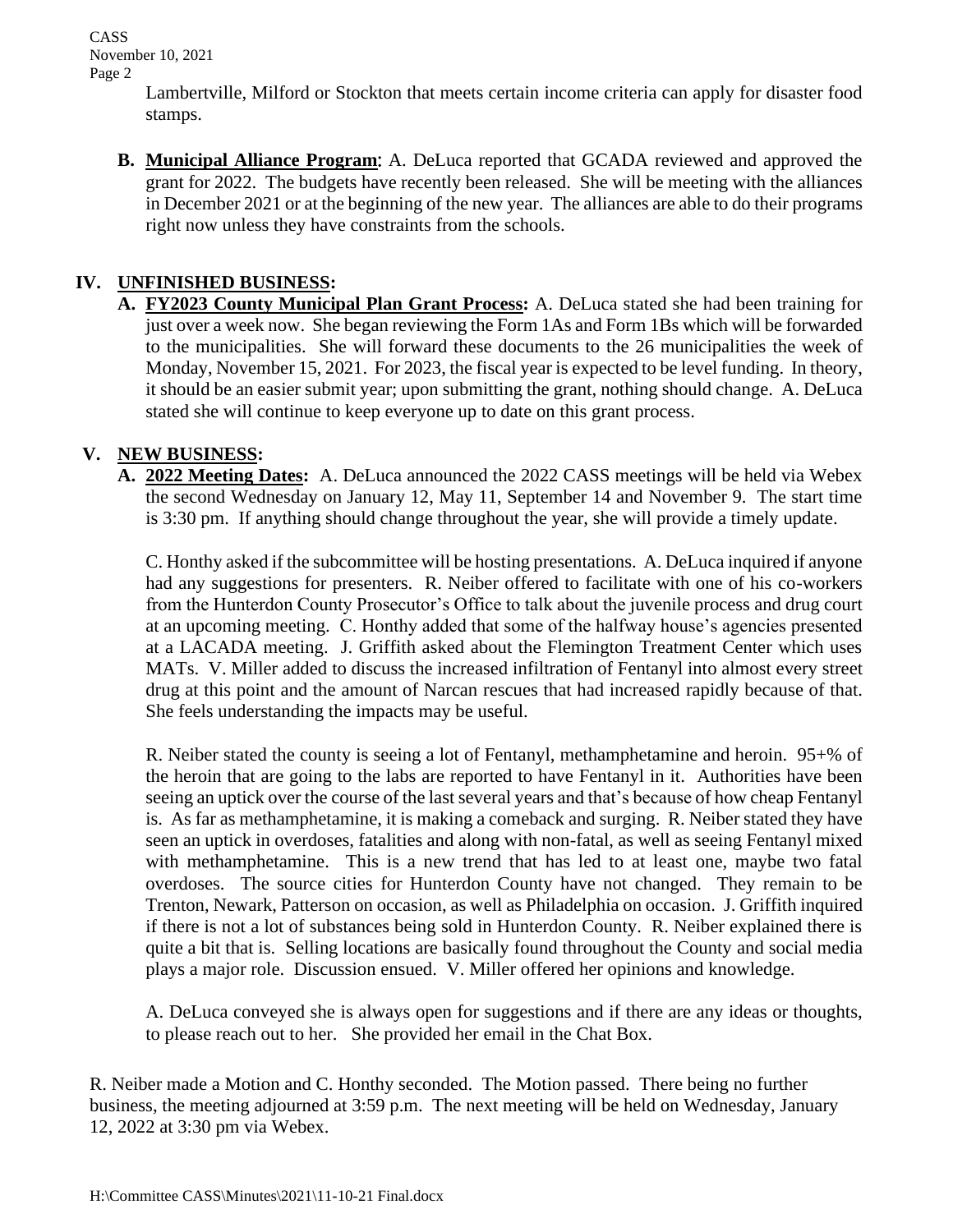Lambertville, Milford or Stockton that meets certain income criteria can apply for disaster food stamps.

**B. Municipal Alliance Program**: A. DeLuca reported that GCADA reviewed and approved the grant for 2022. The budgets have recently been released. She will be meeting with the alliances in December 2021 or at the beginning of the new year. The alliances are able to do their programs right now unless they have constraints from the schools.

## IV. UNFINISHED BUSINESS:

**A. FY2023 County Municipal Plan Grant Process:** A. DeLuca stated she had been training for just over a week now. She began reviewing the Form 1As and Form 1Bs which will be forwarded to the municipalities. She will forward these documents to the 26 municipalities the week of Monday, November 15, 2021. For 2023, the fiscal year is expected to be level funding. In theory, it should be an easier submit year; upon submitting the grant, nothing should change. A. DeLuca stated she will continue to keep everyone up to date on this grant process.

## V. NEW BUSINESS:

**A. 2022 Meeting Dates:** A. DeLuca announced the 2022 CASS meetings will be held via Webex the second Wednesday on January 12, May 11, September 14 and November 9. The start time is 3:30 pm. If anything should change throughout the year, she will provide a timely update.

C. Honthy asked if the subcommittee will be hosting presentations. A. DeLuca inquired if anyone had any suggestions for presenters. R. Neiber offered to facilitate with one of his co-workers from the Hunterdon County Prosecutor's Office to talk about the juvenile process and drug court at an upcoming meeting. C. Honthy added that some of the halfway house's agencies presented at a LACADA meeting. J. Griffith asked about the Flemington Treatment Center which uses MATs. V. Miller added to discuss the increased infiltration of Fentanyl into almost every street drug at this point and the amount of Narcan rescues that had increased rapidly because of that. She feels understanding the impacts may be useful.

R. Neiber stated the county is seeing a lot of Fentanyl, methamphetamine and heroin. 95+% of the heroin that are going to the labs are reported to have Fentanyl in it. Authorities have been seeing an uptick over the course of the last several years and that's because of how cheap Fentanyl is. As far as methamphetamine, it is making a comeback and surging. R. Neiber stated they have seen an uptick in overdoses, fatalities and along with non-fatal, as well as seeing Fentanyl mixed with methamphetamine. This is a new trend that has led to at least one, maybe two fatal overdoses. The source cities for Hunterdon County have not changed. They remain to be Trenton, Newark, Patterson on occasion, as well as Philadelphia on occasion. J. Griffith inquired if there is not a lot of substances being sold in Hunterdon County. R. Neiber explained there is quite a bit that is. Selling locations are basically found throughout the County and social media plays a major role. Discussion ensued. V. Miller offered her opinions and knowledge.

A. DeLuca conveyed she is always open for suggestions and if there are any ideas or thoughts, to please reach out to her. She provided her email in the Chat Box.

R. Neiber made a Motion and C. Honthy seconded. The Motion passed. There being no further business, the meeting adjourned at 3:59 p.m. The next meeting will be held on Wednesday, January 12, 2022 at 3:30 pm via Webex.

H:\Committee CASS\Minutes\2021\11-10-21 Final.docx